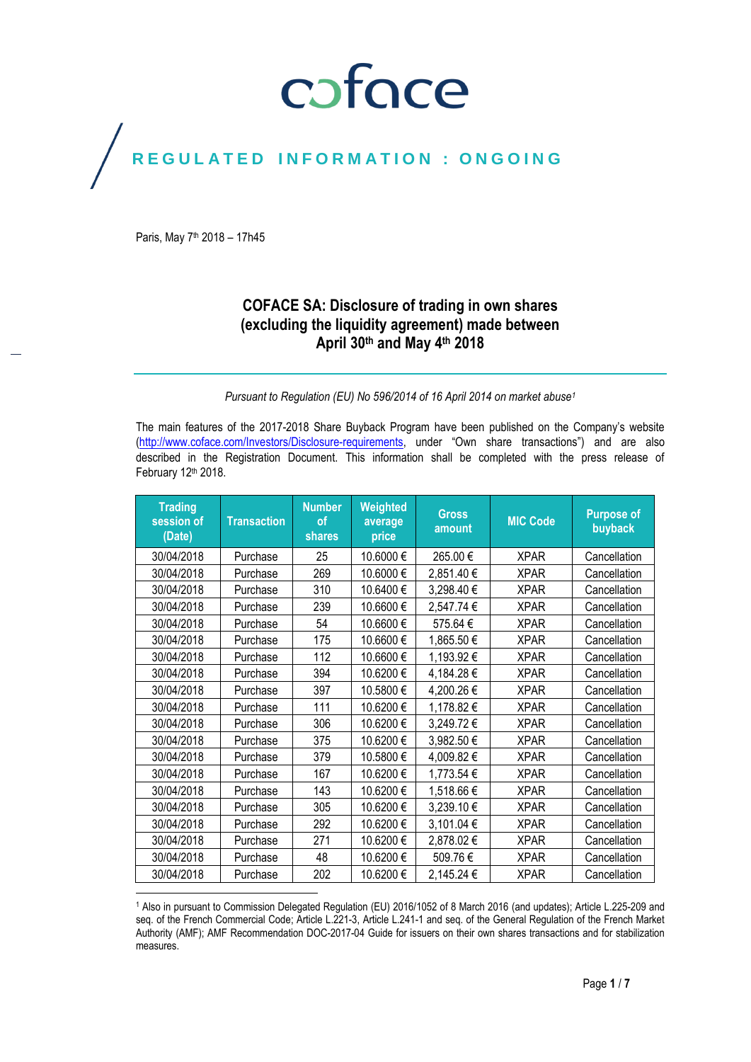coface

REGULATED INFORMATION : ONGOING

Paris, May 7th 2018 – 17h45

# COFACE SA: Disclosure of trading in own shares (excluding the liquidity agreement) made between April 30th and May 4th 2018

*Pursuant to Regulation (EU) No 596/2014 of 16 April 2014 on market abuse[1]*

The main features of the 2017-2018 Share Buyback Program have been published on the Company's website (http://www.coface.com/Investors/Disclosure-requirements, under "Own share transactions") and are also described in the Registration Document. This information shall be completed with the press release of February 12th 2018.

| Trading session of (Date) | Transaction | Number of shares | Weighted average price | Gross amount | MIC Code | Purpose of buyback |
|---|---|---|---|---|---|---|
| 30/04/2018 | Purchase | 25 | 10.6000 € | 265.00 € | XPAR | Cancellation |
| 30/04/2018 | Purchase | 269 | 10.6000 € | 2,851.40 € | XPAR | Cancellation |
| 30/04/2018 | Purchase | 310 | 10.6400 € | 3,298.40 € | XPAR | Cancellation |
| 30/04/2018 | Purchase | 239 | 10.6600 € | 2,547.74 € | XPAR | Cancellation |
| 30/04/2018 | Purchase | 54 | 10.6600 € | 575.64 € | XPAR | Cancellation |
| 30/04/2018 | Purchase | 175 | 10.6600 € | 1,865.50 € | XPAR | Cancellation |
| 30/04/2018 | Purchase | 112 | 10.6600 € | 1,193.92 € | XPAR | Cancellation |
| 30/04/2018 | Purchase | 394 | 10.6200 € | 4,184.28 € | XPAR | Cancellation |
| 30/04/2018 | Purchase | 397 | 10.5800 € | 4,200.26 € | XPAR | Cancellation |
| 30/04/2018 | Purchase | 111 | 10.6200 € | 1,178.82 € | XPAR | Cancellation |
| 30/04/2018 | Purchase | 306 | 10.6200 € | 3,249.72 € | XPAR | Cancellation |
| 30/04/2018 | Purchase | 375 | 10.6200 € | 3,982.50 € | XPAR | Cancellation |
| 30/04/2018 | Purchase | 379 | 10.5800 € | 4,009.82 € | XPAR | Cancellation |
| 30/04/2018 | Purchase | 167 | 10.6200 € | 1,773.54 € | XPAR | Cancellation |
| 30/04/2018 | Purchase | 143 | 10.6200 € | 1,518.66 € | XPAR | Cancellation |
| 30/04/2018 | Purchase | 305 | 10.6200 € | 3,239.10 € | XPAR | Cancellation |
| 30/04/2018 | Purchase | 292 | 10.6200 € | 3,101.04 € | XPAR | Cancellation |
| 30/04/2018 | Purchase | 271 | 10.6200 € | 2,878.02 € | XPAR | Cancellation |
| 30/04/2018 | Purchase | 48 | 10.6200 € | 509.76 € | XPAR | Cancellation |
| 30/04/2018 | Purchase | 202 | 10.6200 € | 2,145.24 € | XPAR | Cancellation |

[1] Also in pursuant to Commission Delegated Regulation (EU) 2016/1052 of 8 March 2016 (and updates); Article L.225-209 and seq. of the French Commercial Code; Article L.221-3, Article L.241-1 and seq. of the General Regulation of the French Market Authority (AMF); AMF Recommendation DOC-2017-04 Guide for issuers on their own shares transactions and for stabilization measures.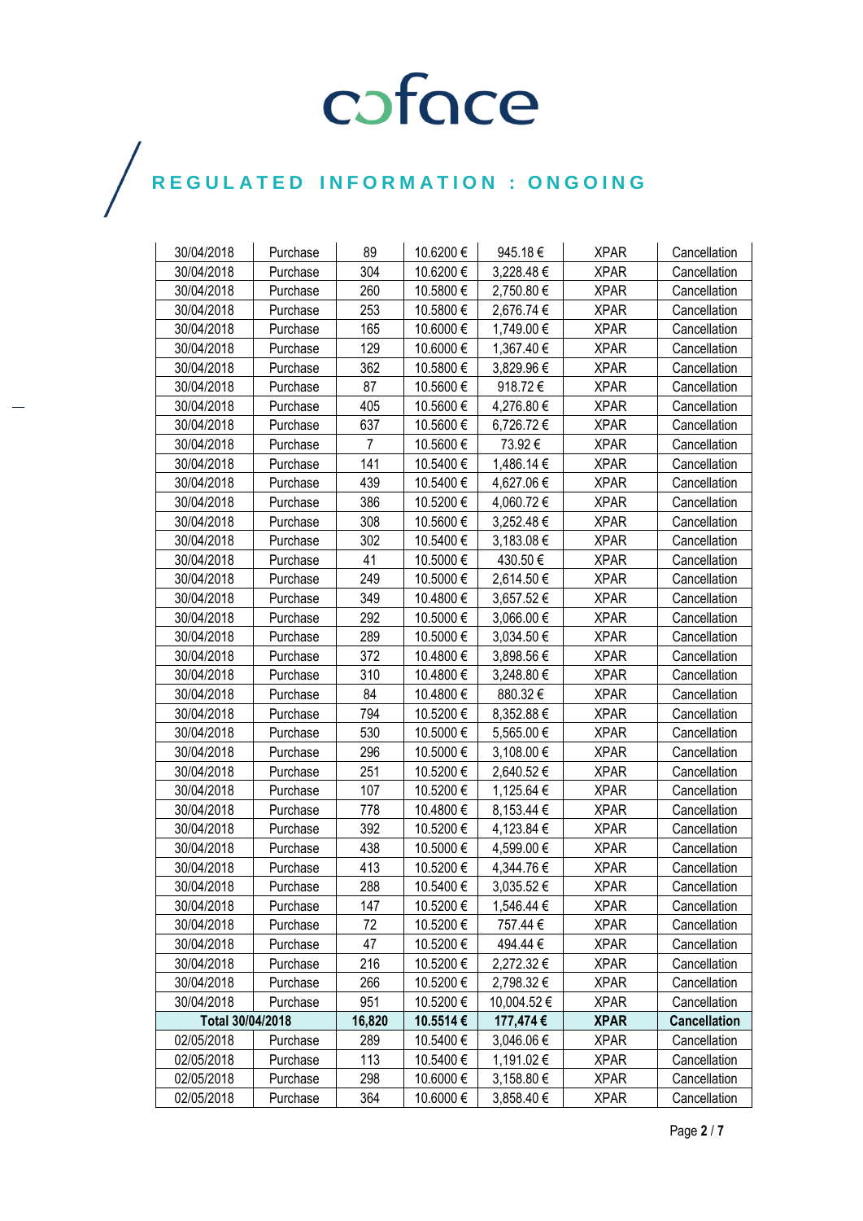# REGULATED INFORMATION : ONGOING

| | | | | | | |
|---|---|---|---|---|---|---|
| 30/04/2018 | Purchase | 89 | 10.6200 € | 945.18 € | XPAR | Cancellation |
| 30/04/2018 | Purchase | 304 | 10.6200 € | 3,228.48 € | XPAR | Cancellation |
| 30/04/2018 | Purchase | 260 | 10.5800 € | 2,750.80 € | XPAR | Cancellation |
| 30/04/2018 | Purchase | 253 | 10.5800 € | 2,676.74 € | XPAR | Cancellation |
| 30/04/2018 | Purchase | 165 | 10.6000 € | 1,749.00 € | XPAR | Cancellation |
| 30/04/2018 | Purchase | 129 | 10.6000 € | 1,367.40 € | XPAR | Cancellation |
| 30/04/2018 | Purchase | 362 | 10.5800 € | 3,829.96 € | XPAR | Cancellation |
| 30/04/2018 | Purchase | 87 | 10.5600 € | 918.72 € | XPAR | Cancellation |
| 30/04/2018 | Purchase | 405 | 10.5600 € | 4,276.80 € | XPAR | Cancellation |
| 30/04/2018 | Purchase | 637 | 10.5600 € | 6,726.72 € | XPAR | Cancellation |
| 30/04/2018 | Purchase | 7 | 10.5600 € | 73.92 € | XPAR | Cancellation |
| 30/04/2018 | Purchase | 141 | 10.5400 € | 1,486.14 € | XPAR | Cancellation |
| 30/04/2018 | Purchase | 439 | 10.5400 € | 4,627.06 € | XPAR | Cancellation |
| 30/04/2018 | Purchase | 386 | 10.5200 € | 4,060.72 € | XPAR | Cancellation |
| 30/04/2018 | Purchase | 308 | 10.5600 € | 3,252.48 € | XPAR | Cancellation |
| 30/04/2018 | Purchase | 302 | 10.5400 € | 3,183.08 € | XPAR | Cancellation |
| 30/04/2018 | Purchase | 41 | 10.5000 € | 430.50 € | XPAR | Cancellation |
| 30/04/2018 | Purchase | 249 | 10.5000 € | 2,614.50 € | XPAR | Cancellation |
| 30/04/2018 | Purchase | 349 | 10.4800 € | 3,657.52 € | XPAR | Cancellation |
| 30/04/2018 | Purchase | 292 | 10.5000 € | 3,066.00 € | XPAR | Cancellation |
| 30/04/2018 | Purchase | 289 | 10.5000 € | 3,034.50 € | XPAR | Cancellation |
| 30/04/2018 | Purchase | 372 | 10.4800 € | 3,898.56 € | XPAR | Cancellation |
| 30/04/2018 | Purchase | 310 | 10.4800 € | 3,248.80 € | XPAR | Cancellation |
| 30/04/2018 | Purchase | 84 | 10.4800 € | 880.32 € | XPAR | Cancellation |
| 30/04/2018 | Purchase | 794 | 10.5200 € | 8,352.88 € | XPAR | Cancellation |
| 30/04/2018 | Purchase | 530 | 10.5000 € | 5,565.00 € | XPAR | Cancellation |
| 30/04/2018 | Purchase | 296 | 10.5000 € | 3,108.00 € | XPAR | Cancellation |
| 30/04/2018 | Purchase | 251 | 10.5200 € | 2,640.52 € | XPAR | Cancellation |
| 30/04/2018 | Purchase | 107 | 10.5200 € | 1,125.64 € | XPAR | Cancellation |
| 30/04/2018 | Purchase | 778 | 10.4800 € | 8,153.44 € | XPAR | Cancellation |
| 30/04/2018 | Purchase | 392 | 10.5200 € | 4,123.84 € | XPAR | Cancellation |
| 30/04/2018 | Purchase | 438 | 10.5000 € | 4,599.00 € | XPAR | Cancellation |
| 30/04/2018 | Purchase | 413 | 10.5200 € | 4,344.76 € | XPAR | Cancellation |
| 30/04/2018 | Purchase | 288 | 10.5400 € | 3,035.52 € | XPAR | Cancellation |
| 30/04/2018 | Purchase | 147 | 10.5200 € | 1,546.44 € | XPAR | Cancellation |
| 30/04/2018 | Purchase | 72 | 10.5200 € | 757.44 € | XPAR | Cancellation |
| 30/04/2018 | Purchase | 47 | 10.5200 € | 494.44 € | XPAR | Cancellation |
| 30/04/2018 | Purchase | 216 | 10.5200 € | 2,272.32 € | XPAR | Cancellation |
| 30/04/2018 | Purchase | 266 | 10.5200 € | 2,798.32 € | XPAR | Cancellation |
| 30/04/2018 | Purchase | 951 | 10.5200 € | 10,004.52 € | XPAR | Cancellation |
| **Total 30/04/2018** | | **16,820** | **10.5514 €** | **177,474 €** | **XPAR** | **Cancellation** |
| 02/05/2018 | Purchase | 289 | 10.5400 € | 3,046.06 € | XPAR | Cancellation |
| 02/05/2018 | Purchase | 113 | 10.5400 € | 1,191.02 € | XPAR | Cancellation |
| 02/05/2018 | Purchase | 298 | 10.6000 € | 3,158.80 € | XPAR | Cancellation |
| 02/05/2018 | Purchase | 364 | 10.6000 € | 3,858.40 € | XPAR | Cancellation |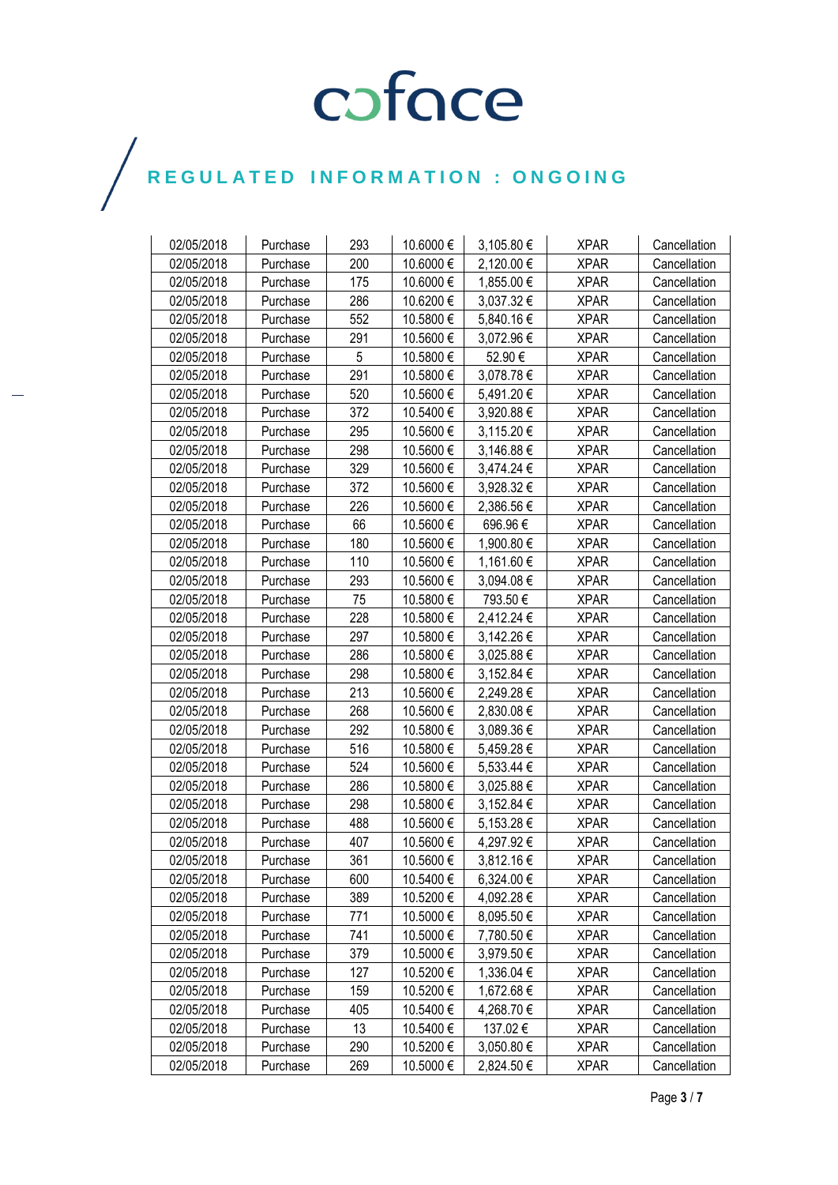# coface

## REGULATED INFORMATION : ONGOING

| | | | | | | |
|---|---|---|---|---|---|---|
| 02/05/2018 | Purchase | 293 | 10.6000 € | 3,105.80 € | XPAR | Cancellation |
| 02/05/2018 | Purchase | 200 | 10.6000 € | 2,120.00 € | XPAR | Cancellation |
| 02/05/2018 | Purchase | 175 | 10.6000 € | 1,855.00 € | XPAR | Cancellation |
| 02/05/2018 | Purchase | 286 | 10.6200 € | 3,037.32 € | XPAR | Cancellation |
| 02/05/2018 | Purchase | 552 | 10.5800 € | 5,840.16 € | XPAR | Cancellation |
| 02/05/2018 | Purchase | 291 | 10.5600 € | 3,072.96 € | XPAR | Cancellation |
| 02/05/2018 | Purchase | 5 | 10.5800 € | 52.90 € | XPAR | Cancellation |
| 02/05/2018 | Purchase | 291 | 10.5800 € | 3,078.78 € | XPAR | Cancellation |
| 02/05/2018 | Purchase | 520 | 10.5600 € | 5,491.20 € | XPAR | Cancellation |
| 02/05/2018 | Purchase | 372 | 10.5400 € | 3,920.88 € | XPAR | Cancellation |
| 02/05/2018 | Purchase | 295 | 10.5600 € | 3,115.20 € | XPAR | Cancellation |
| 02/05/2018 | Purchase | 298 | 10.5600 € | 3,146.88 € | XPAR | Cancellation |
| 02/05/2018 | Purchase | 329 | 10.5600 € | 3,474.24 € | XPAR | Cancellation |
| 02/05/2018 | Purchase | 372 | 10.5600 € | 3,928.32 € | XPAR | Cancellation |
| 02/05/2018 | Purchase | 226 | 10.5600 € | 2,386.56 € | XPAR | Cancellation |
| 02/05/2018 | Purchase | 66 | 10.5600 € | 696.96 € | XPAR | Cancellation |
| 02/05/2018 | Purchase | 180 | 10.5600 € | 1,900.80 € | XPAR | Cancellation |
| 02/05/2018 | Purchase | 110 | 10.5600 € | 1,161.60 € | XPAR | Cancellation |
| 02/05/2018 | Purchase | 293 | 10.5600 € | 3,094.08 € | XPAR | Cancellation |
| 02/05/2018 | Purchase | 75 | 10.5800 € | 793.50 € | XPAR | Cancellation |
| 02/05/2018 | Purchase | 228 | 10.5800 € | 2,412.24 € | XPAR | Cancellation |
| 02/05/2018 | Purchase | 297 | 10.5800 € | 3,142.26 € | XPAR | Cancellation |
| 02/05/2018 | Purchase | 286 | 10.5800 € | 3,025.88 € | XPAR | Cancellation |
| 02/05/2018 | Purchase | 298 | 10.5800 € | 3,152.84 € | XPAR | Cancellation |
| 02/05/2018 | Purchase | 213 | 10.5600 € | 2,249.28 € | XPAR | Cancellation |
| 02/05/2018 | Purchase | 268 | 10.5600 € | 2,830.08 € | XPAR | Cancellation |
| 02/05/2018 | Purchase | 292 | 10.5800 € | 3,089.36 € | XPAR | Cancellation |
| 02/05/2018 | Purchase | 516 | 10.5800 € | 5,459.28 € | XPAR | Cancellation |
| 02/05/2018 | Purchase | 524 | 10.5600 € | 5,533.44 € | XPAR | Cancellation |
| 02/05/2018 | Purchase | 286 | 10.5800 € | 3,025.88 € | XPAR | Cancellation |
| 02/05/2018 | Purchase | 298 | 10.5800 € | 3,152.84 € | XPAR | Cancellation |
| 02/05/2018 | Purchase | 488 | 10.5600 € | 5,153.28 € | XPAR | Cancellation |
| 02/05/2018 | Purchase | 407 | 10.5600 € | 4,297.92 € | XPAR | Cancellation |
| 02/05/2018 | Purchase | 361 | 10.5600 € | 3,812.16 € | XPAR | Cancellation |
| 02/05/2018 | Purchase | 600 | 10.5400 € | 6,324.00 € | XPAR | Cancellation |
| 02/05/2018 | Purchase | 389 | 10.5200 € | 4,092.28 € | XPAR | Cancellation |
| 02/05/2018 | Purchase | 771 | 10.5000 € | 8,095.50 € | XPAR | Cancellation |
| 02/05/2018 | Purchase | 741 | 10.5000 € | 7,780.50 € | XPAR | Cancellation |
| 02/05/2018 | Purchase | 379 | 10.5000 € | 3,979.50 € | XPAR | Cancellation |
| 02/05/2018 | Purchase | 127 | 10.5200 € | 1,336.04 € | XPAR | Cancellation |
| 02/05/2018 | Purchase | 159 | 10.5200 € | 1,672.68 € | XPAR | Cancellation |
| 02/05/2018 | Purchase | 405 | 10.5400 € | 4,268.70 € | XPAR | Cancellation |
| 02/05/2018 | Purchase | 13 | 10.5400 € | 137.02 € | XPAR | Cancellation |
| 02/05/2018 | Purchase | 290 | 10.5200 € | 3,050.80 € | XPAR | Cancellation |
| 02/05/2018 | Purchase | 269 | 10.5000 € | 2,824.50 € | XPAR | Cancellation |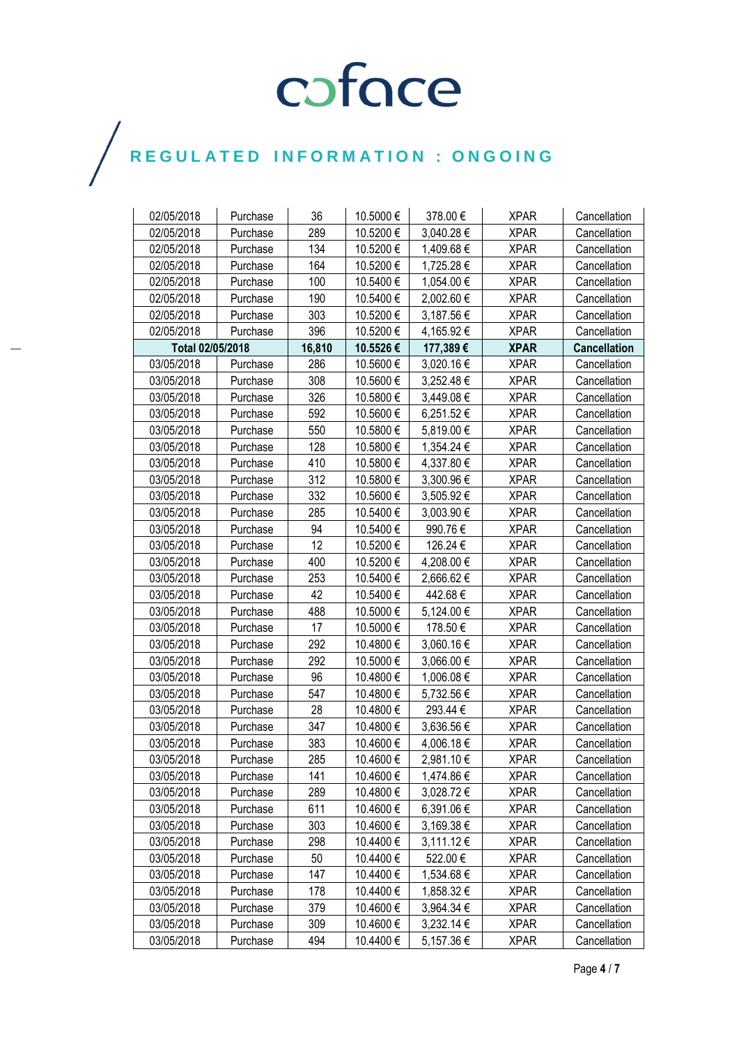# REGULATED INFORMATION : ONGOING

| 02/05/2018 | Purchase | 36 | 10.5000 € | 378.00 € | XPAR | Cancellation |
|---|---|---|---|---|---|---|
| 02/05/2018 | Purchase | 289 | 10.5200 € | 3,040.28 € | XPAR | Cancellation |
| 02/05/2018 | Purchase | 134 | 10.5200 € | 1,409.68 € | XPAR | Cancellation |
| 02/05/2018 | Purchase | 164 | 10.5200 € | 1,725.28 € | XPAR | Cancellation |
| 02/05/2018 | Purchase | 100 | 10.5400 € | 1,054.00 € | XPAR | Cancellation |
| 02/05/2018 | Purchase | 190 | 10.5400 € | 2,002.60 € | XPAR | Cancellation |
| 02/05/2018 | Purchase | 303 | 10.5200 € | 3,187.56 € | XPAR | Cancellation |
| 02/05/2018 | Purchase | 396 | 10.5200 € | 4,165.92 € | XPAR | Cancellation |
| **Total 02/05/2018** | | **16,810** | **10.5526 €** | **177,389 €** | **XPAR** | **Cancellation** |
| 03/05/2018 | Purchase | 286 | 10.5600 € | 3,020.16 € | XPAR | Cancellation |
| 03/05/2018 | Purchase | 308 | 10.5600 € | 3,252.48 € | XPAR | Cancellation |
| 03/05/2018 | Purchase | 326 | 10.5800 € | 3,449.08 € | XPAR | Cancellation |
| 03/05/2018 | Purchase | 592 | 10.5600 € | 6,251.52 € | XPAR | Cancellation |
| 03/05/2018 | Purchase | 550 | 10.5800 € | 5,819.00 € | XPAR | Cancellation |
| 03/05/2018 | Purchase | 128 | 10.5800 € | 1,354.24 € | XPAR | Cancellation |
| 03/05/2018 | Purchase | 410 | 10.5800 € | 4,337.80 € | XPAR | Cancellation |
| 03/05/2018 | Purchase | 312 | 10.5800 € | 3,300.96 € | XPAR | Cancellation |
| 03/05/2018 | Purchase | 332 | 10.5600 € | 3,505.92 € | XPAR | Cancellation |
| 03/05/2018 | Purchase | 285 | 10.5400 € | 3,003.90 € | XPAR | Cancellation |
| 03/05/2018 | Purchase | 94 | 10.5400 € | 990.76 € | XPAR | Cancellation |
| 03/05/2018 | Purchase | 12 | 10.5200 € | 126.24 € | XPAR | Cancellation |
| 03/05/2018 | Purchase | 400 | 10.5200 € | 4,208.00 € | XPAR | Cancellation |
| 03/05/2018 | Purchase | 253 | 10.5400 € | 2,666.62 € | XPAR | Cancellation |
| 03/05/2018 | Purchase | 42 | 10.5400 € | 442.68 € | XPAR | Cancellation |
| 03/05/2018 | Purchase | 488 | 10.5000 € | 5,124.00 € | XPAR | Cancellation |
| 03/05/2018 | Purchase | 17 | 10.5000 € | 178.50 € | XPAR | Cancellation |
| 03/05/2018 | Purchase | 292 | 10.4800 € | 3,060.16 € | XPAR | Cancellation |
| 03/05/2018 | Purchase | 292 | 10.5000 € | 3,066.00 € | XPAR | Cancellation |
| 03/05/2018 | Purchase | 96 | 10.4800 € | 1,006.08 € | XPAR | Cancellation |
| 03/05/2018 | Purchase | 547 | 10.4800 € | 5,732.56 € | XPAR | Cancellation |
| 03/05/2018 | Purchase | 28 | 10.4800 € | 293.44 € | XPAR | Cancellation |
| 03/05/2018 | Purchase | 347 | 10.4800 € | 3,636.56 € | XPAR | Cancellation |
| 03/05/2018 | Purchase | 383 | 10.4600 € | 4,006.18 € | XPAR | Cancellation |
| 03/05/2018 | Purchase | 285 | 10.4600 € | 2,981.10 € | XPAR | Cancellation |
| 03/05/2018 | Purchase | 141 | 10.4600 € | 1,474.86 € | XPAR | Cancellation |
| 03/05/2018 | Purchase | 289 | 10.4800 € | 3,028.72 € | XPAR | Cancellation |
| 03/05/2018 | Purchase | 611 | 10.4600 € | 6,391.06 € | XPAR | Cancellation |
| 03/05/2018 | Purchase | 303 | 10.4600 € | 3,169.38 € | XPAR | Cancellation |
| 03/05/2018 | Purchase | 298 | 10.4400 € | 3,111.12 € | XPAR | Cancellation |
| 03/05/2018 | Purchase | 50 | 10.4400 € | 522.00 € | XPAR | Cancellation |
| 03/05/2018 | Purchase | 147 | 10.4400 € | 1,534.68 € | XPAR | Cancellation |
| 03/05/2018 | Purchase | 178 | 10.4400 € | 1,858.32 € | XPAR | Cancellation |
| 03/05/2018 | Purchase | 379 | 10.4600 € | 3,964.34 € | XPAR | Cancellation |
| 03/05/2018 | Purchase | 309 | 10.4600 € | 3,232.14 € | XPAR | Cancellation |
| 03/05/2018 | Purchase | 494 | 10.4400 € | 5,157.36 € | XPAR | Cancellation |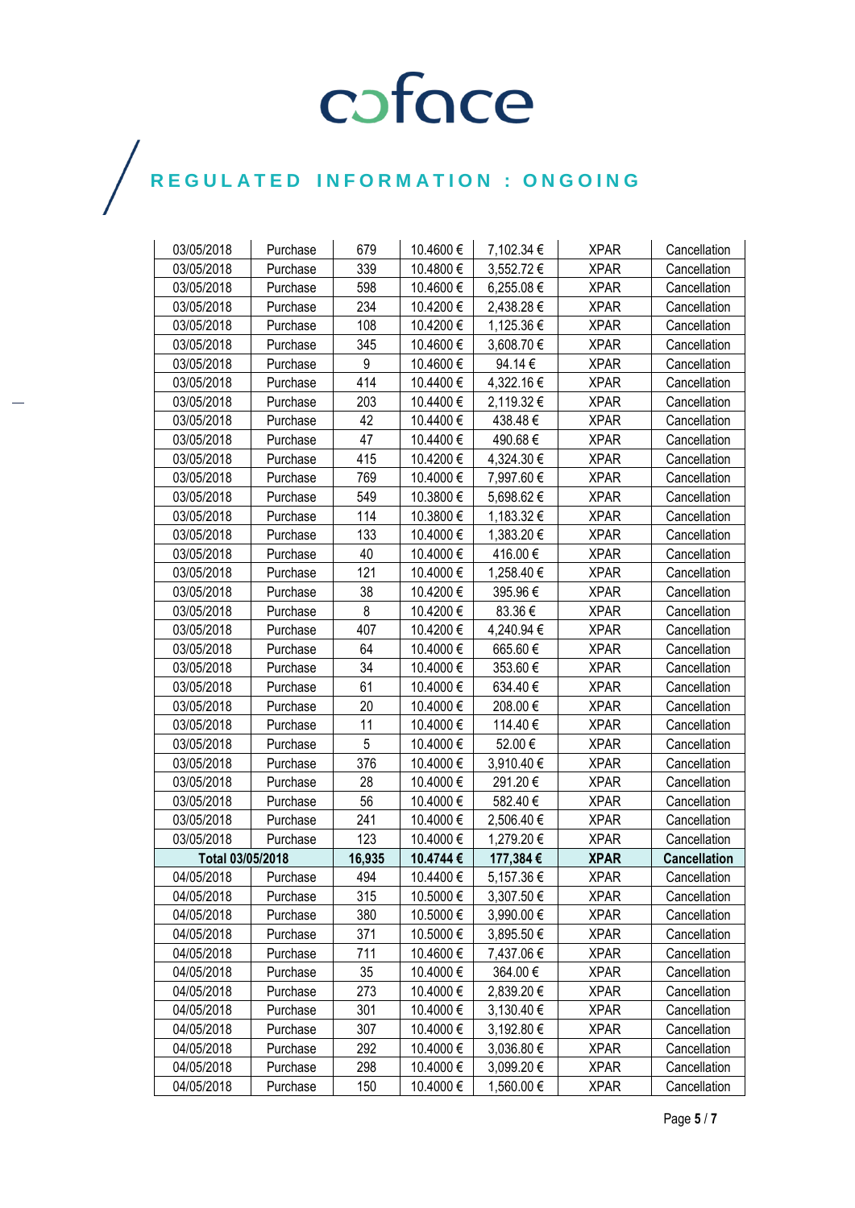# REGULATED INFORMATION : ONGOING

| | | | | | | |
|---|---|---|---|---|---|---|
| 03/05/2018 | Purchase | 679 | 10.4600 € | 7,102.34 € | XPAR | Cancellation |
| 03/05/2018 | Purchase | 339 | 10.4800 € | 3,552.72 € | XPAR | Cancellation |
| 03/05/2018 | Purchase | 598 | 10.4600 € | 6,255.08 € | XPAR | Cancellation |
| 03/05/2018 | Purchase | 234 | 10.4200 € | 2,438.28 € | XPAR | Cancellation |
| 03/05/2018 | Purchase | 108 | 10.4200 € | 1,125.36 € | XPAR | Cancellation |
| 03/05/2018 | Purchase | 345 | 10.4600 € | 3,608.70 € | XPAR | Cancellation |
| 03/05/2018 | Purchase | 9 | 10.4600 € | 94.14 € | XPAR | Cancellation |
| 03/05/2018 | Purchase | 414 | 10.4400 € | 4,322.16 € | XPAR | Cancellation |
| 03/05/2018 | Purchase | 203 | 10.4400 € | 2,119.32 € | XPAR | Cancellation |
| 03/05/2018 | Purchase | 42 | 10.4400 € | 438.48 € | XPAR | Cancellation |
| 03/05/2018 | Purchase | 47 | 10.4400 € | 490.68 € | XPAR | Cancellation |
| 03/05/2018 | Purchase | 415 | 10.4200 € | 4,324.30 € | XPAR | Cancellation |
| 03/05/2018 | Purchase | 769 | 10.4000 € | 7,997.60 € | XPAR | Cancellation |
| 03/05/2018 | Purchase | 549 | 10.3800 € | 5,698.62 € | XPAR | Cancellation |
| 03/05/2018 | Purchase | 114 | 10.3800 € | 1,183.32 € | XPAR | Cancellation |
| 03/05/2018 | Purchase | 133 | 10.4000 € | 1,383.20 € | XPAR | Cancellation |
| 03/05/2018 | Purchase | 40 | 10.4000 € | 416.00 € | XPAR | Cancellation |
| 03/05/2018 | Purchase | 121 | 10.4000 € | 1,258.40 € | XPAR | Cancellation |
| 03/05/2018 | Purchase | 38 | 10.4200 € | 395.96 € | XPAR | Cancellation |
| 03/05/2018 | Purchase | 8 | 10.4200 € | 83.36 € | XPAR | Cancellation |
| 03/05/2018 | Purchase | 407 | 10.4200 € | 4,240.94 € | XPAR | Cancellation |
| 03/05/2018 | Purchase | 64 | 10.4000 € | 665.60 € | XPAR | Cancellation |
| 03/05/2018 | Purchase | 34 | 10.4000 € | 353.60 € | XPAR | Cancellation |
| 03/05/2018 | Purchase | 61 | 10.4000 € | 634.40 € | XPAR | Cancellation |
| 03/05/2018 | Purchase | 20 | 10.4000 € | 208.00 € | XPAR | Cancellation |
| 03/05/2018 | Purchase | 11 | 10.4000 € | 114.40 € | XPAR | Cancellation |
| 03/05/2018 | Purchase | 5 | 10.4000 € | 52.00 € | XPAR | Cancellation |
| 03/05/2018 | Purchase | 376 | 10.4000 € | 3,910.40 € | XPAR | Cancellation |
| 03/05/2018 | Purchase | 28 | 10.4000 € | 291.20 € | XPAR | Cancellation |
| 03/05/2018 | Purchase | 56 | 10.4000 € | 582.40 € | XPAR | Cancellation |
| 03/05/2018 | Purchase | 241 | 10.4000 € | 2,506.40 € | XPAR | Cancellation |
| 03/05/2018 | Purchase | 123 | 10.4000 € | 1,279.20 € | XPAR | Cancellation |
| **Total 03/05/2018** | | **16,935** | **10.4744 €** | **177,384 €** | **XPAR** | **Cancellation** |
| 04/05/2018 | Purchase | 494 | 10.4400 € | 5,157.36 € | XPAR | Cancellation |
| 04/05/2018 | Purchase | 315 | 10.5000 € | 3,307.50 € | XPAR | Cancellation |
| 04/05/2018 | Purchase | 380 | 10.5000 € | 3,990.00 € | XPAR | Cancellation |
| 04/05/2018 | Purchase | 371 | 10.5000 € | 3,895.50 € | XPAR | Cancellation |
| 04/05/2018 | Purchase | 711 | 10.4600 € | 7,437.06 € | XPAR | Cancellation |
| 04/05/2018 | Purchase | 35 | 10.4000 € | 364.00 € | XPAR | Cancellation |
| 04/05/2018 | Purchase | 273 | 10.4000 € | 2,839.20 € | XPAR | Cancellation |
| 04/05/2018 | Purchase | 301 | 10.4000 € | 3,130.40 € | XPAR | Cancellation |
| 04/05/2018 | Purchase | 307 | 10.4000 € | 3,192.80 € | XPAR | Cancellation |
| 04/05/2018 | Purchase | 292 | 10.4000 € | 3,036.80 € | XPAR | Cancellation |
| 04/05/2018 | Purchase | 298 | 10.4000 € | 3,099.20 € | XPAR | Cancellation |
| 04/05/2018 | Purchase | 150 | 10.4000 € | 1,560.00 € | XPAR | Cancellation |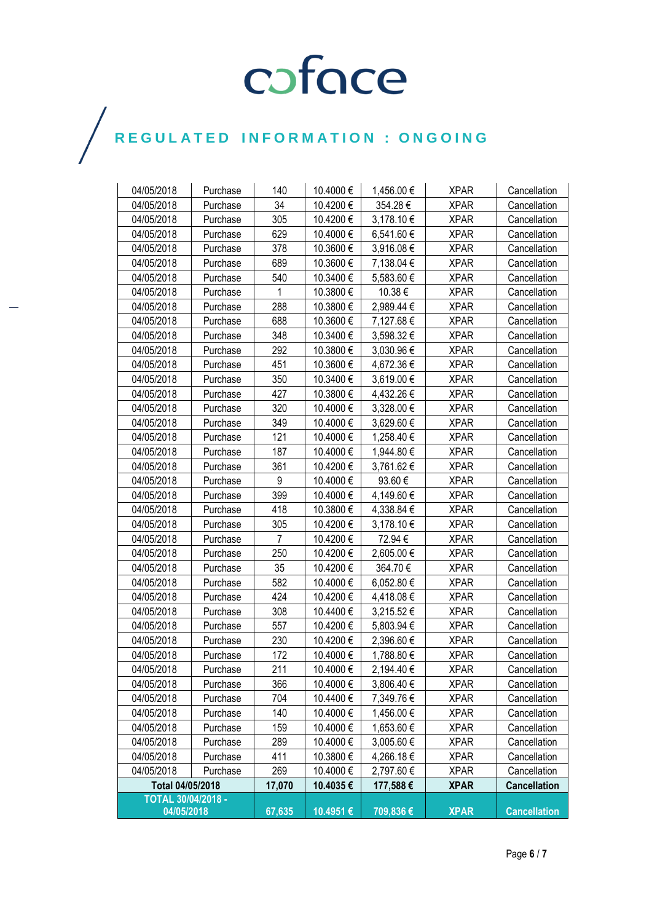# REGULATED INFORMATION : ONGOING

| | | | | | | |
|---|---|---|---|---|---|---|
| 04/05/2018 | Purchase | 140 | 10.4000 € | 1,456.00 € | XPAR | Cancellation |
| 04/05/2018 | Purchase | 34 | 10.4200 € | 354.28 € | XPAR | Cancellation |
| 04/05/2018 | Purchase | 305 | 10.4200 € | 3,178.10 € | XPAR | Cancellation |
| 04/05/2018 | Purchase | 629 | 10.4000 € | 6,541.60 € | XPAR | Cancellation |
| 04/05/2018 | Purchase | 378 | 10.3600 € | 3,916.08 € | XPAR | Cancellation |
| 04/05/2018 | Purchase | 689 | 10.3600 € | 7,138.04 € | XPAR | Cancellation |
| 04/05/2018 | Purchase | 540 | 10.3400 € | 5,583.60 € | XPAR | Cancellation |
| 04/05/2018 | Purchase | 1 | 10.3800 € | 10.38 € | XPAR | Cancellation |
| 04/05/2018 | Purchase | 288 | 10.3800 € | 2,989.44 € | XPAR | Cancellation |
| 04/05/2018 | Purchase | 688 | 10.3600 € | 7,127.68 € | XPAR | Cancellation |
| 04/05/2018 | Purchase | 348 | 10.3400 € | 3,598.32 € | XPAR | Cancellation |
| 04/05/2018 | Purchase | 292 | 10.3800 € | 3,030.96 € | XPAR | Cancellation |
| 04/05/2018 | Purchase | 451 | 10.3600 € | 4,672.36 € | XPAR | Cancellation |
| 04/05/2018 | Purchase | 350 | 10.3400 € | 3,619.00 € | XPAR | Cancellation |
| 04/05/2018 | Purchase | 427 | 10.3800 € | 4,432.26 € | XPAR | Cancellation |
| 04/05/2018 | Purchase | 320 | 10.4000 € | 3,328.00 € | XPAR | Cancellation |
| 04/05/2018 | Purchase | 349 | 10.4000 € | 3,629.60 € | XPAR | Cancellation |
| 04/05/2018 | Purchase | 121 | 10.4000 € | 1,258.40 € | XPAR | Cancellation |
| 04/05/2018 | Purchase | 187 | 10.4000 € | 1,944.80 € | XPAR | Cancellation |
| 04/05/2018 | Purchase | 361 | 10.4200 € | 3,761.62 € | XPAR | Cancellation |
| 04/05/2018 | Purchase | 9 | 10.4000 € | 93.60 € | XPAR | Cancellation |
| 04/05/2018 | Purchase | 399 | 10.4000 € | 4,149.60 € | XPAR | Cancellation |
| 04/05/2018 | Purchase | 418 | 10.3800 € | 4,338.84 € | XPAR | Cancellation |
| 04/05/2018 | Purchase | 305 | 10.4200 € | 3,178.10 € | XPAR | Cancellation |
| 04/05/2018 | Purchase | 7 | 10.4200 € | 72.94 € | XPAR | Cancellation |
| 04/05/2018 | Purchase | 250 | 10.4200 € | 2,605.00 € | XPAR | Cancellation |
| 04/05/2018 | Purchase | 35 | 10.4200 € | 364.70 € | XPAR | Cancellation |
| 04/05/2018 | Purchase | 582 | 10.4000 € | 6,052.80 € | XPAR | Cancellation |
| 04/05/2018 | Purchase | 424 | 10.4200 € | 4,418.08 € | XPAR | Cancellation |
| 04/05/2018 | Purchase | 308 | 10.4400 € | 3,215.52 € | XPAR | Cancellation |
| 04/05/2018 | Purchase | 557 | 10.4200 € | 5,803.94 € | XPAR | Cancellation |
| 04/05/2018 | Purchase | 230 | 10.4200 € | 2,396.60 € | XPAR | Cancellation |
| 04/05/2018 | Purchase | 172 | 10.4000 € | 1,788.80 € | XPAR | Cancellation |
| 04/05/2018 | Purchase | 211 | 10.4000 € | 2,194.40 € | XPAR | Cancellation |
| 04/05/2018 | Purchase | 366 | 10.4000 € | 3,806.40 € | XPAR | Cancellation |
| 04/05/2018 | Purchase | 704 | 10.4400 € | 7,349.76 € | XPAR | Cancellation |
| 04/05/2018 | Purchase | 140 | 10.4000 € | 1,456.00 € | XPAR | Cancellation |
| 04/05/2018 | Purchase | 159 | 10.4000 € | 1,653.60 € | XPAR | Cancellation |
| 04/05/2018 | Purchase | 289 | 10.4000 € | 3,005.60 € | XPAR | Cancellation |
| 04/05/2018 | Purchase | 411 | 10.3800 € | 4,266.18 € | XPAR | Cancellation |
| 04/05/2018 | Purchase | 269 | 10.4000 € | 2,797.60 € | XPAR | Cancellation |
| **Total 04/05/2018** | | **17,070** | **10.4035 €** | **177,588 €** | **XPAR** | **Cancellation** |
| **TOTAL 30/04/2018 - 04/05/2018** | | **67,635** | **10.4951 €** | **709,836 €** | **XPAR** | **Cancellation** |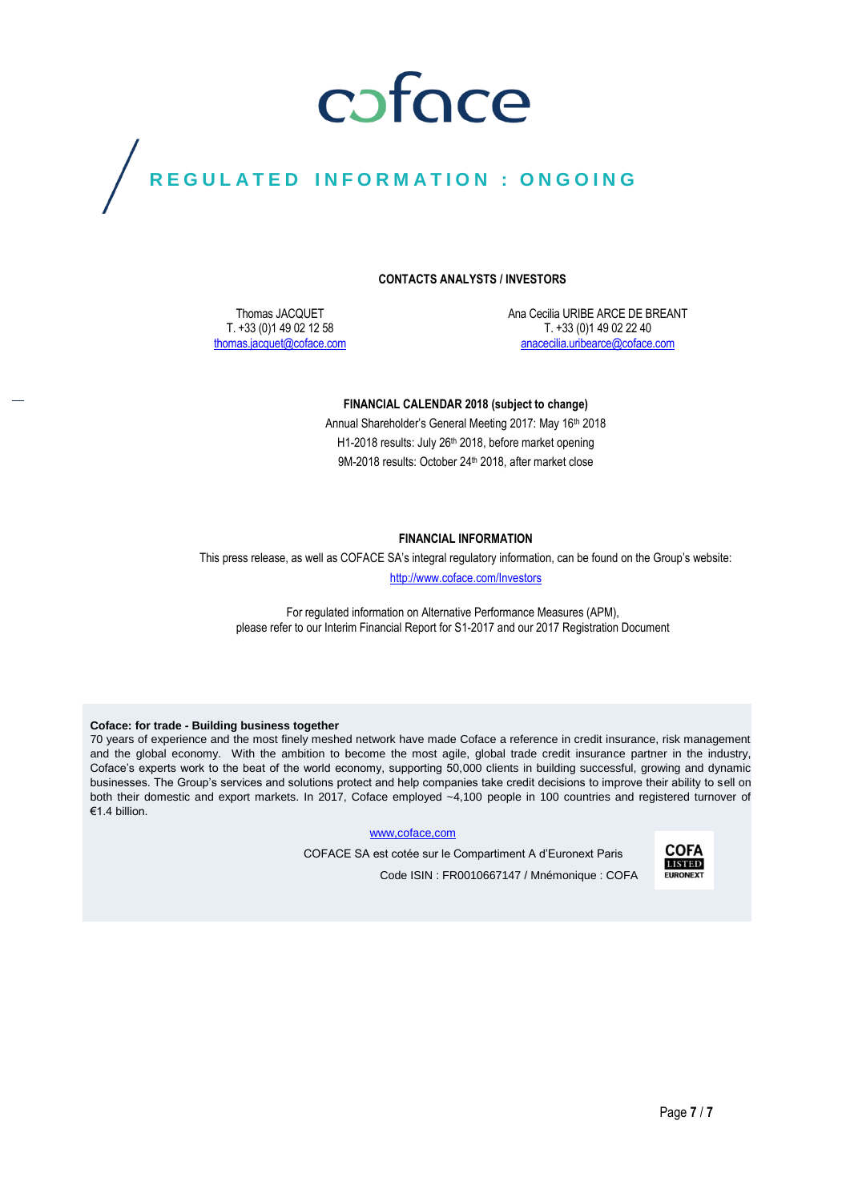coface

# REGULATED INFORMATION : ONGOING

**CONTACTS ANALYSTS / INVESTORS**

Thomas JACQUET
T. +33 (0)1 49 02 12 58
thomas.jacquet@coface.com

Ana Cecilia URIBE ARCE DE BREANT
T. +33 (0)1 49 02 22 40
anacecilia.uribearce@coface.com

**FINANCIAL CALENDAR 2018 (subject to change)**

Annual Shareholder's General Meeting 2017: May 16th 2018
H1-2018 results: July 26th 2018, before market opening
9M-2018 results: October 24th 2018, after market close

**FINANCIAL INFORMATION**

This press release, as well as COFACE SA's integral regulatory information, can be found on the Group's website: http://www.coface.com/Investors

For regulated information on Alternative Performance Measures (APM), please refer to our Interim Financial Report for S1-2017 and our 2017 Registration Document

**Coface: for trade - Building business together**
70 years of experience and the most finely meshed network have made Coface a reference in credit insurance, risk management and the global economy. With the ambition to become the most agile, global trade credit insurance partner in the industry, Coface's experts work to the beat of the world economy, supporting 50,000 clients in building successful, growing and dynamic businesses. The Group's services and solutions protect and help companies take credit decisions to improve their ability to sell on both their domestic and export markets. In 2017, Coface employed ~4,100 people in 100 countries and registered turnover of €1.4 billion.

www,coface,com

COFACE SA est cotée sur le Compartiment A d'Euronext Paris
Code ISIN : FR0010667147 / Mnémonique : COFA

COFA LISTED EURONEXT